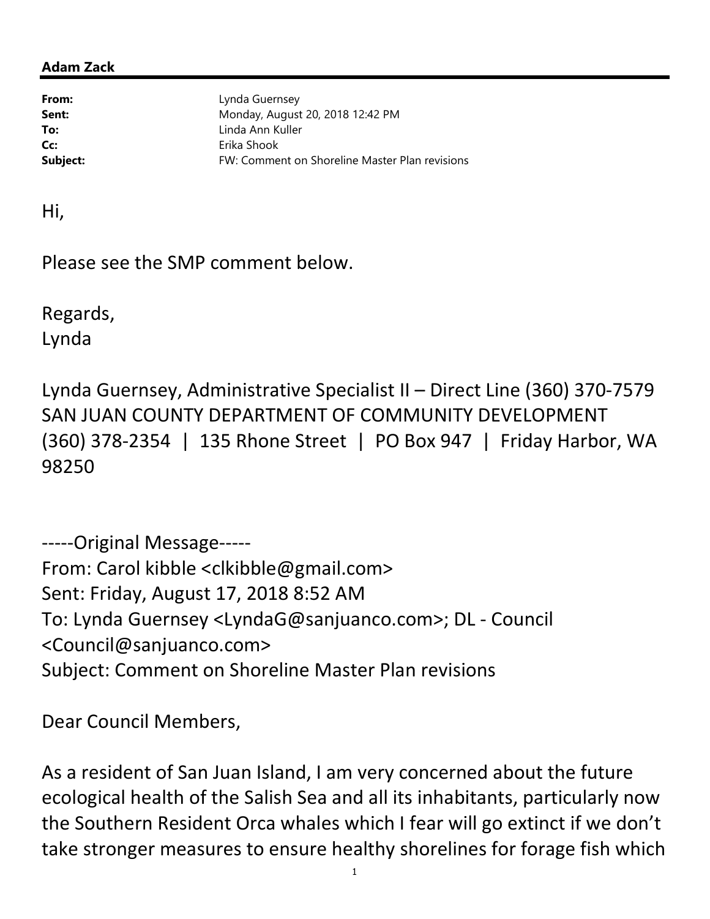**Adam Zack**

| | |
|---|---|
| **From:** | Lynda Guernsey |
| **Sent:** | Monday, August 20, 2018 12:42 PM |
| **To:** | Linda Ann Kuller |
| **Cc:** | Erika Shook |
| **Subject:** | FW: Comment on Shoreline Master Plan revisions |

Hi,

Please see the SMP comment below.

Regards,
Lynda

Lynda Guernsey, Administrative Specialist II – Direct Line (360) 370-7579
SAN JUAN COUNTY DEPARTMENT OF COMMUNITY DEVELOPMENT
(360) 378-2354 | 135 Rhone Street | PO Box 947 | Friday Harbor, WA 98250

-----Original Message-----
From: Carol kibble <clkibble@gmail.com>
Sent: Friday, August 17, 2018 8:52 AM
To: Lynda Guernsey <LyndaG@sanjuanco.com>; DL - Council <Council@sanjuanco.com>
Subject: Comment on Shoreline Master Plan revisions

Dear Council Members,

As a resident of San Juan Island, I am very concerned about the future ecological health of the Salish Sea and all its inhabitants, particularly now the Southern Resident Orca whales which I fear will go extinct if we don't take stronger measures to ensure healthy shorelines for forage fish which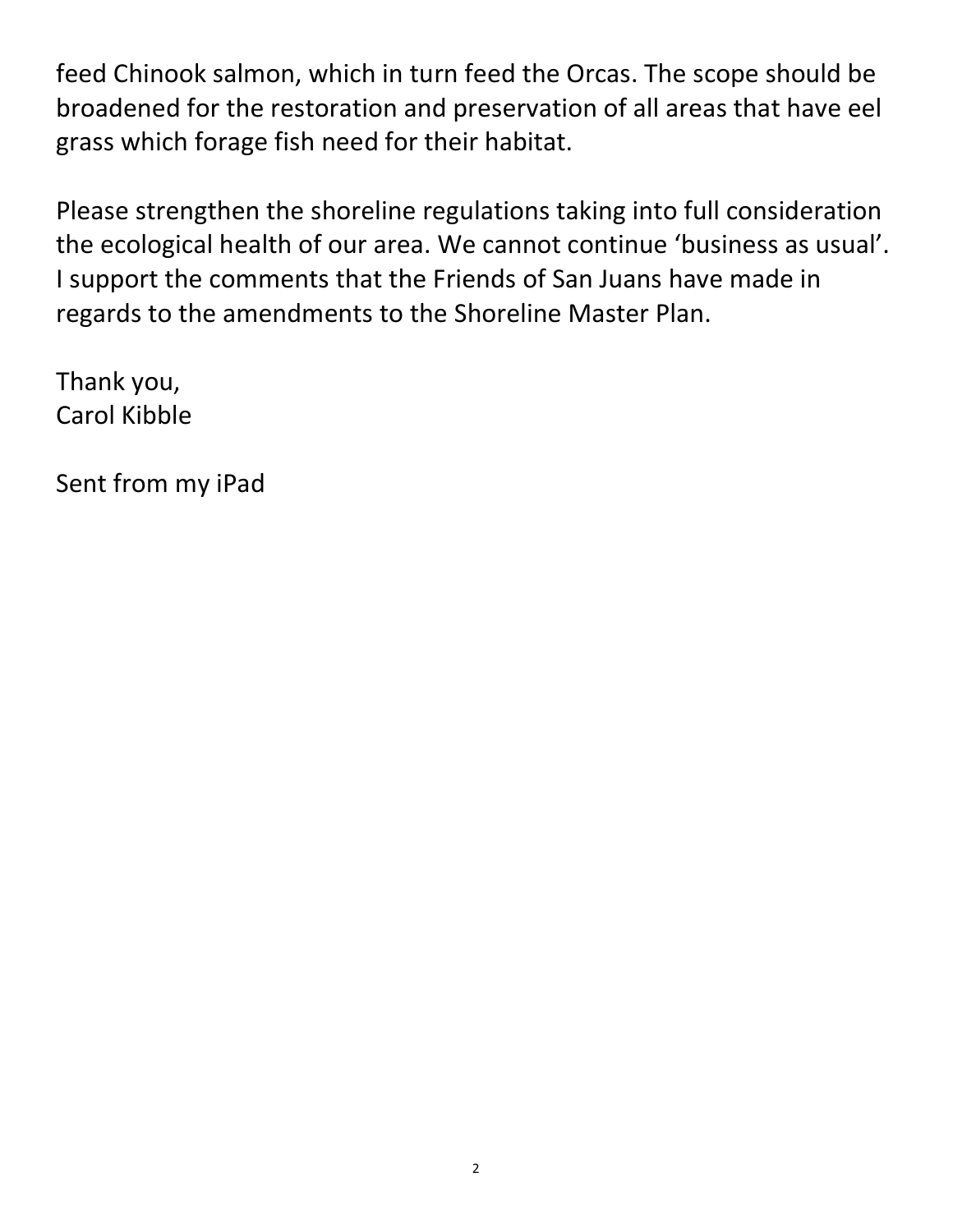feed Chinook salmon, which in turn feed the Orcas. The scope should be broadened for the restoration and preservation of all areas that have eel grass which forage fish need for their habitat.

Please strengthen the shoreline regulations taking into full consideration the ecological health of our area. We cannot continue 'business as usual'. I support the comments that the Friends of San Juans have made in regards to the amendments to the Shoreline Master Plan.

Thank you,
Carol Kibble

Sent from my iPad